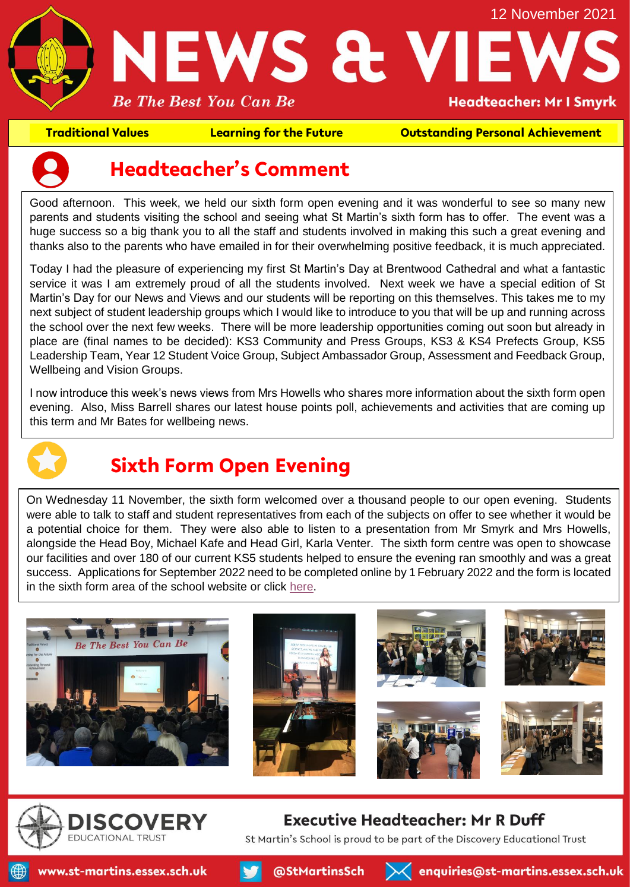12 November 2021

# NEWS & VIEWS

*Be The Best You Can Be*

**Headteacher: Mr I Smyrk**

**Traditional Values** | **Learning for the Future** | **Outstanding Personal Achievement**

## Headteacher's Comment

Good afternoon. This week, we held our sixth form open evening and it was wonderful to see so many new parents and students visiting the school and seeing what St Martin's sixth form has to offer. The event was a huge success so a big thank you to all the staff and students involved in making this such a great evening and thanks also to the parents who have emailed in for their overwhelming positive feedback, it is much appreciated.

Today I had the pleasure of experiencing my first St Martin's Day at Brentwood Cathedral and what a fantastic service it was I am extremely proud of all the students involved. Next week we have a special edition of St Martin's Day for our News and Views and our students will be reporting on this themselves. This takes me to my next subject of student leadership groups which I would like to introduce to you that will be up and running across the school over the next few weeks. There will be more leadership opportunities coming out soon but already in place are (final names to be decided): KS3 Community and Press Groups, KS3 & KS4 Prefects Group, KS5 Leadership Team, Year 12 Student Voice Group, Subject Ambassador Group, Assessment and Feedback Group, Wellbeing and Vision Groups.

I now introduce this week's news views from Mrs Howells who shares more information about the sixth form open evening. Also, Miss Barrell shares our latest house points poll, achievements and activities that are coming up this term and Mr Bates for wellbeing news.

## Sixth Form Open Evening

On Wednesday 11 November, the sixth form welcomed over a thousand people to our open evening. Students were able to talk to staff and student representatives from each of the subjects on offer to see whether it would be a potential choice for them. They were also able to listen to a presentation from Mr Smyrk and Mrs Howells, alongside the Head Boy, Michael Kafe and Head Girl, Karla Venter. The sixth form centre was open to showcase our facilities and over 180 of our current KS5 students helped to ensure the evening ran smoothly and was a great success. Applications for September 2022 need to be completed online by 1 February 2022 and the form is located in the sixth form area of the school website or click here.

**DISCOVERY** EDUCATIONAL TRUST

**Executive Headteacher: Mr R Duff**

St Martin's School is proud to be part of the Discovery Educational Trust

www.st-martins.essex.sch.uk | @StMartinsSch | enquiries@st-martins.essex.sch.uk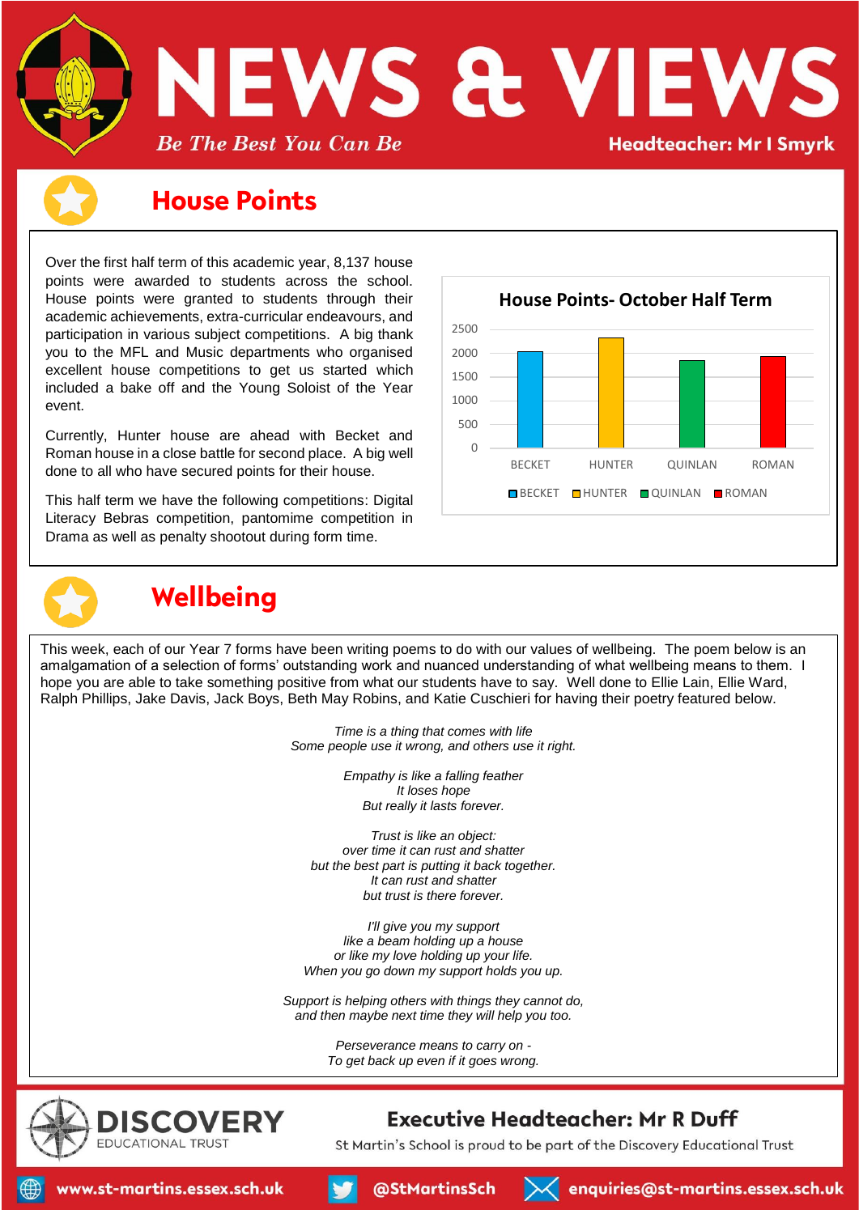# NEWS & VIEWS

*Be The Best You Can Be*

**Headteacher: Mr I Smyrk**

## House Points

Over the first half term of this academic year, 8,137 house points were awarded to students across the school. House points were granted to students through their academic achievements, extra-curricular endeavours, and participation in various subject competitions. A big thank you to the MFL and Music departments who organised excellent house competitions to get us started which included a bake off and the Young Soloist of the Year event.

Currently, Hunter house are ahead with Becket and Roman house in a close battle for second place. A big well done to all who have secured points for their house.

This half term we have the following competitions: Digital Literacy Bebras competition, pantomime competition in Drama as well as penalty shootout during form time.

House Points- October Half Term

2500
2000
1500
1000
500
0

BECKET
HUNTER
QUINLAN
ROMAN

BECKET HUNTER QUINLAN ROMAN

## Wellbeing

This week, each of our Year 7 forms have been writing poems to do with our values of wellbeing. The poem below is an amalgamation of a selection of forms' outstanding work and nuanced understanding of what wellbeing means to them. I hope you are able to take something positive from what our students have to say. Well done to Ellie Lain, Ellie Ward, Ralph Phillips, Jake Davis, Jack Boys, Beth May Robins, and Katie Cuschieri for having their poetry featured below.

*Time is a thing that comes with life*
*Some people use it wrong, and others use it right.*

*Empathy is like a falling feather*
*It loses hope*
*But really it lasts forever.*

*Trust is like an object:*
*over time it can rust and shatter*
*but the best part is putting it back together.*
*It can rust and shatter*
*but trust is there forever.*

*I'll give you my support*
*like a beam holding up a house*
*or like my love holding up your life.*
*When you go down my support holds you up.*

*Support is helping others with things they cannot do,*
*and then maybe next time they will help you too.*

*Perseverance means to carry on -*
*To get back up even if it goes wrong.*

DISCOVERY EDUCATIONAL TRUST

**Executive Headteacher: Mr R Duff**

St Martin's School is proud to be part of the Discovery Educational Trust

www.st-martins.essex.sch.uk | @StMartinsSch | enquiries@st-martins.essex.sch.uk